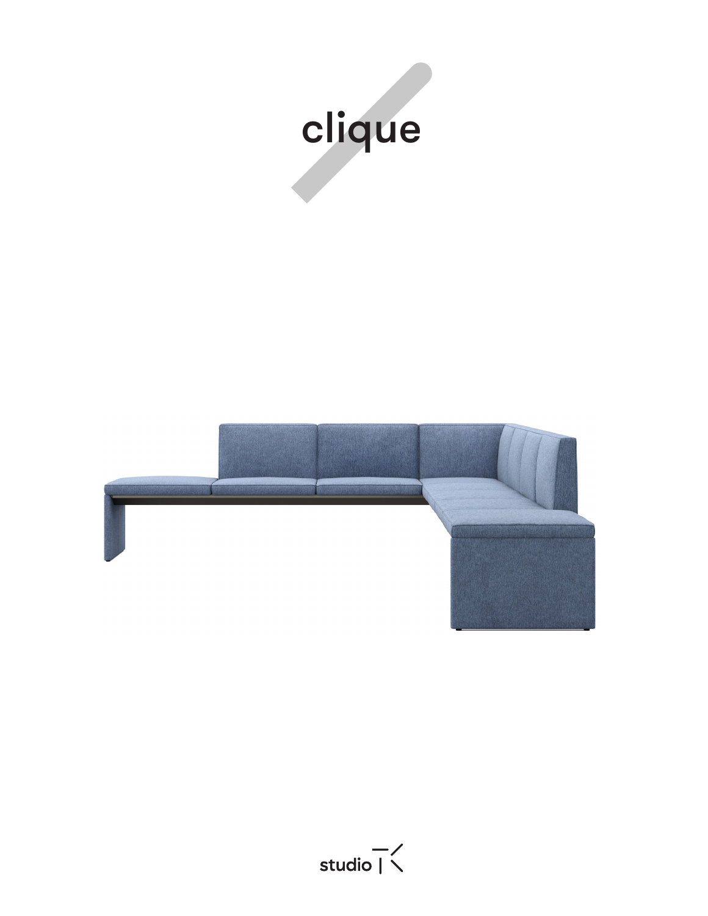# clique

studio TK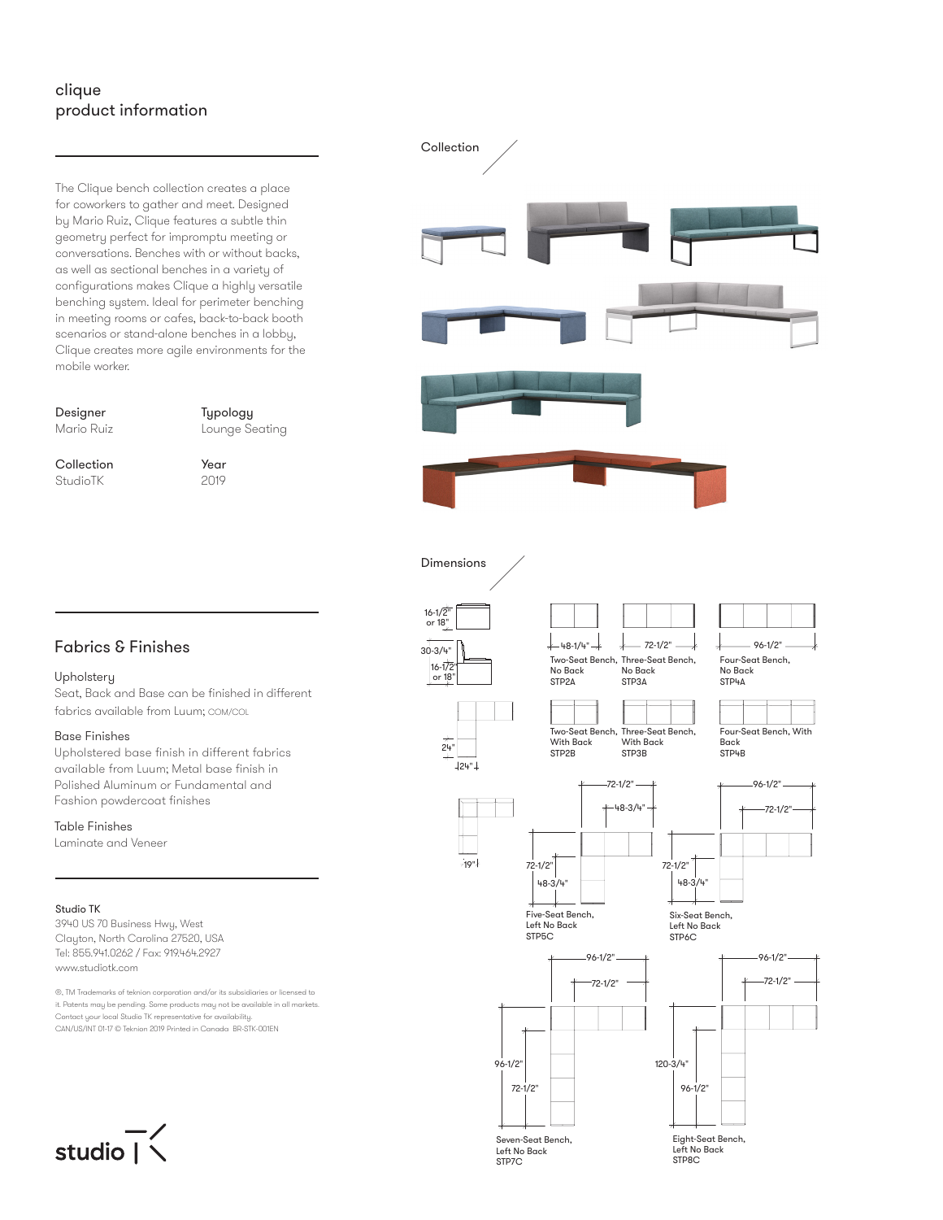# clique
## product information

The Clique bench collection creates a place for coworkers to gather and meet. Designed by Mario Ruiz, Clique features a subtle thin geometry perfect for impromptu meeting or conversations. Benches with or without backs, as well as sectional benches in a variety of configurations makes Clique a highly versatile benching system. Ideal for perimeter benching in meeting rooms or cafes, back-to-back booth scenarios or stand-alone benches in a lobby, Clique creates more agile environments for the mobile worker.

Designer
Mario Ruiz

Typology
Lounge Seating

Collection
StudioTK

Year
2019

## Fabrics & Finishes

**Upholstery**
Seat, Back and Base can be finished in different fabrics available from Luum; COM/COL

**Base Finishes**
Upholstered base finish in different fabrics available from Luum; Metal base finish in Polished Aluminum or Fundamental and Fashion powdercoat finishes

**Table Finishes**
Laminate and Veneer

**Studio TK**
3940 US 70 Business Hwy, West
Clayton, North Carolina 27520, USA
Tel: 855.941.0262 / Fax: 919.464.2927
www.studiotk.com

®, TM Trademarks of teknion corporation and/or its subsidiaries or licensed to it. Patents may be pending. Some products may not be available in all markets. Contact your local Studio TK representative for availability.
CAN/US/INT 01-17 © Teknion 2019 Printed in Canada BR-STK-001EN

studio TK

## Collection

## Dimensions

16-1/2" or 18"

30-3/4"
16-1/2" or 18"

24"
24"

19"

48-1/4"
Two-Seat Bench, No Back
STP2A

72-1/2"
Three-Seat Bench, No Back
STP3A

96-1/2"
Four-Seat Bench, No Back
STP4A

Two-Seat Bench, With Back
STP2B

Three-Seat Bench, With Back
STP3B

Four-Seat Bench, With Back
STP4B

72-1/2"
48-3/4"
72-1/2"
48-3/4"
Five-Seat Bench, Left No Back
STP5C

96-1/2"
72-1/2"
72-1/2"
48-3/4"
Six-Seat Bench, Left No Back
STP6C

96-1/2"
72-1/2"
96-1/2"
72-1/2"
Seven-Seat Bench, Left No Back
STP7C

96-1/2"
72-1/2"
120-3/4"
96-1/2"
Eight-Seat Bench, Left No Back
STP8C